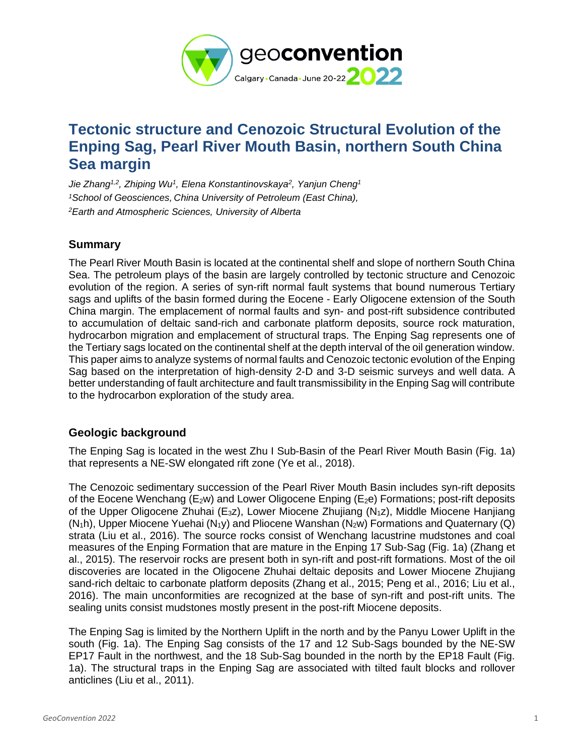# Tectonic structure and Cenozoic Structural Evolution of the Enping Sag, Pearl River Mouth Basin, northern South China Sea margin

*Jie Zhang[1,2], Zhiping Wu[1], Elena Konstantinovskaya[2], Yanjun Cheng[1]*
*[1]School of Geosciences, China University of Petroleum (East China),*
*[2]Earth and Atmospheric Sciences, University of Alberta*

## Summary

The Pearl River Mouth Basin is located at the continental shelf and slope of northern South China Sea. The petroleum plays of the basin are largely controlled by tectonic structure and Cenozoic evolution of the region. A series of syn-rift normal fault systems that bound numerous Tertiary sags and uplifts of the basin formed during the Eocene - Early Oligocene extension of the South China margin. The emplacement of normal faults and syn- and post-rift subsidence contributed to accumulation of deltaic sand-rich and carbonate platform deposits, source rock maturation, hydrocarbon migration and emplacement of structural traps. The Enping Sag represents one of the Tertiary sags located on the continental shelf at the depth interval of the oil generation window. This paper aims to analyze systems of normal faults and Cenozoic tectonic evolution of the Enping Sag based on the interpretation of high-density 2-D and 3-D seismic surveys and well data. A better understanding of fault architecture and fault transmissibility in the Enping Sag will contribute to the hydrocarbon exploration of the study area.

## Geologic background

The Enping Sag is located in the west Zhu I Sub-Basin of the Pearl River Mouth Basin (Fig. 1a) that represents a NE-SW elongated rift zone (Ye et al., 2018).

The Cenozoic sedimentary succession of the Pearl River Mouth Basin includes syn-rift deposits of the Eocene Wenchang ($E_2w$) and Lower Oligocene Enping ($E_2e$) Formations; post-rift deposits of the Upper Oligocene Zhuhai ($E_3z$), Lower Miocene Zhujiang ($N_1z$), Middle Miocene Hanjiang ($N_1h$), Upper Miocene Yuehai ($N_1y$) and Pliocene Wanshan ($N_2w$) Formations and Quaternary (Q) strata (Liu et al., 2016). The source rocks consist of Wenchang lacustrine mudstones and coal measures of the Enping Formation that are mature in the Enping 17 Sub-Sag (Fig. 1a) (Zhang et al., 2015). The reservoir rocks are present both in syn-rift and post-rift formations. Most of the oil discoveries are located in the Oligocene Zhuhai deltaic deposits and Lower Miocene Zhujiang sand-rich deltaic to carbonate platform deposits (Zhang et al., 2015; Peng et al., 2016; Liu et al., 2016). The main unconformities are recognized at the base of syn-rift and post-rift units. The sealing units consist mudstones mostly present in the post-rift Miocene deposits.

The Enping Sag is limited by the Northern Uplift in the north and by the Panyu Lower Uplift in the south (Fig. 1a). The Enping Sag consists of the 17 and 12 Sub-Sags bounded by the NE-SW EP17 Fault in the northwest, and the 18 Sub-Sag bounded in the north by the EP18 Fault (Fig. 1a). The structural traps in the Enping Sag are associated with tilted fault blocks and rollover anticlines (Liu et al., 2011).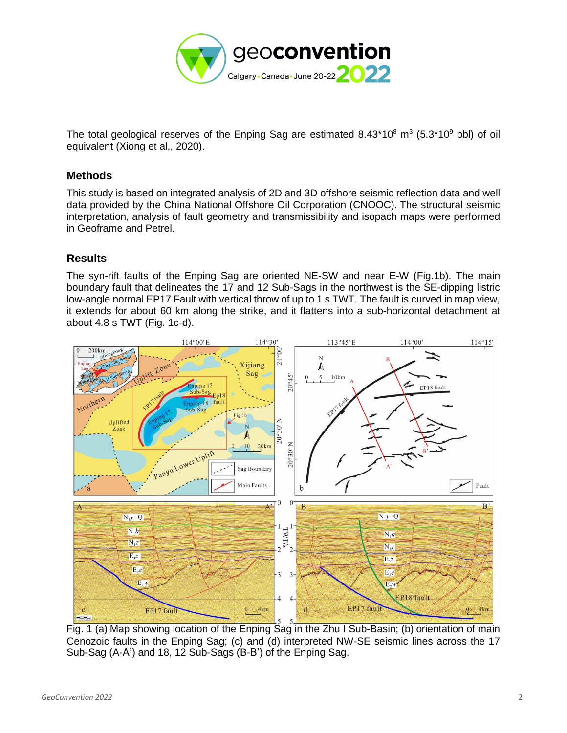The total geological reserves of the Enping Sag are estimated $8.43*10^8$ $m^3$ ($5.3*10^9$ bbl) of oil equivalent (Xiong et al., 2020).

## Methods

This study is based on integrated analysis of 2D and 3D offshore seismic reflection data and well data provided by the China National Offshore Oil Corporation (CNOOC). The structural seismic interpretation, analysis of fault geometry and transmissibility and isopach maps were performed in Geoframe and Petrel.

## Results

The syn-rift faults of the Enping Sag are oriented NE-SW and near E-W (Fig.1b). The main boundary fault that delineates the 17 and 12 Sub-Sags in the northwest is the SE-dipping listric low-angle normal EP17 Fault with vertical throw of up to 1 s TWT. The fault is curved in map view, it extends for about 60 km along the strike, and it flattens into a sub-horizontal detachment at about 4.8 s TWT (Fig. 1c-d).

Fig. 1 (a) Map showing location of the Enping Sag in the Zhu I Sub-Basin; (b) orientation of main Cenozoic faults in the Enping Sag; (c) and (d) interpreted NW-SE seismic lines across the 17 Sub-Sag (A-A') and 18, 12 Sub-Sags (B-B') of the Enping Sag.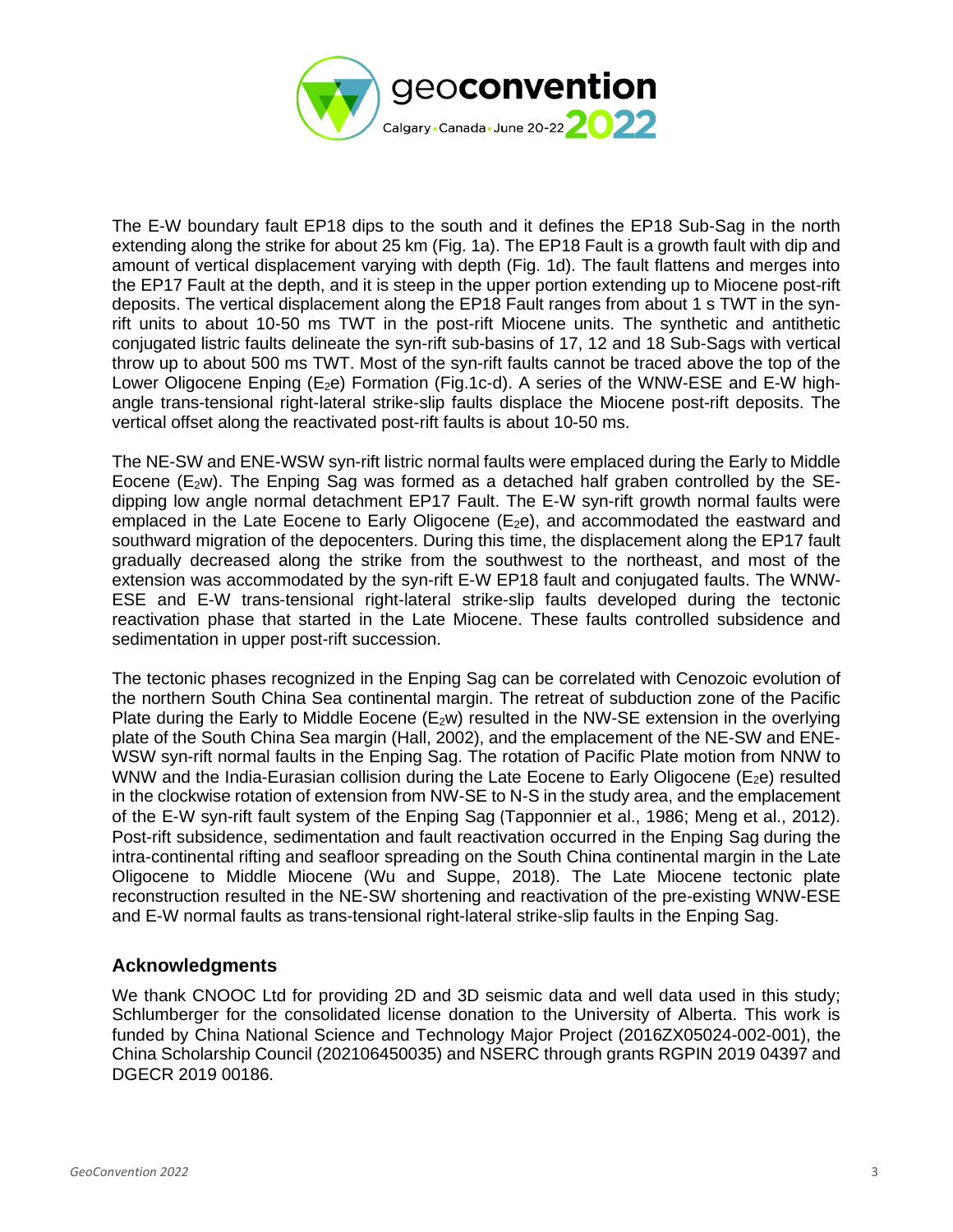The E-W boundary fault EP18 dips to the south and it defines the EP18 Sub-Sag in the north extending along the strike for about 25 km (Fig. 1a). The EP18 Fault is a growth fault with dip and amount of vertical displacement varying with depth (Fig. 1d). The fault flattens and merges into the EP17 Fault at the depth, and it is steep in the upper portion extending up to Miocene post-rift deposits. The vertical displacement along the EP18 Fault ranges from about 1 s TWT in the syn-rift units to about 10-50 ms TWT in the post-rift Miocene units. The synthetic and antithetic conjugated listric faults delineate the syn-rift sub-basins of 17, 12 and 18 Sub-Sags with vertical throw up to about 500 ms TWT. Most of the syn-rift faults cannot be traced above the top of the Lower Oligocene Enping ($E_2e$) Formation (Fig.1c-d). A series of the WNW-ESE and E-W high-angle trans-tensional right-lateral strike-slip faults displace the Miocene post-rift deposits. The vertical offset along the reactivated post-rift faults is about 10-50 ms.

The NE-SW and ENE-WSW syn-rift listric normal faults were emplaced during the Early to Middle Eocene ($E_2w$). The Enping Sag was formed as a detached half graben controlled by the SE-dipping low angle normal detachment EP17 Fault. The E-W syn-rift growth normal faults were emplaced in the Late Eocene to Early Oligocene ($E_2e$), and accommodated the eastward and southward migration of the depocenters. During this time, the displacement along the EP17 fault gradually decreased along the strike from the southwest to the northeast, and most of the extension was accommodated by the syn-rift E-W EP18 fault and conjugated faults. The WNW-ESE and E-W trans-tensional right-lateral strike-slip faults developed during the tectonic reactivation phase that started in the Late Miocene. These faults controlled subsidence and sedimentation in upper post-rift succession.

The tectonic phases recognized in the Enping Sag can be correlated with Cenozoic evolution of the northern South China Sea continental margin. The retreat of subduction zone of the Pacific Plate during the Early to Middle Eocene ($E_2w$) resulted in the NW-SE extension in the overlying plate of the South China Sea margin (Hall, 2002), and the emplacement of the NE-SW and ENE-WSW syn-rift normal faults in the Enping Sag. The rotation of Pacific Plate motion from NNW to WNW and the India-Eurasian collision during the Late Eocene to Early Oligocene ($E_2e$) resulted in the clockwise rotation of extension from NW-SE to N-S in the study area, and the emplacement of the E-W syn-rift fault system of the Enping Sag (Tapponnier et al., 1986; Meng et al., 2012). Post-rift subsidence, sedimentation and fault reactivation occurred in the Enping Sag during the intra-continental rifting and seafloor spreading on the South China continental margin in the Late Oligocene to Middle Miocene (Wu and Suppe, 2018). The Late Miocene tectonic plate reconstruction resulted in the NE-SW shortening and reactivation of the pre-existing WNW-ESE and E-W normal faults as trans-tensional right-lateral strike-slip faults in the Enping Sag.

## Acknowledgments

We thank CNOOC Ltd for providing 2D and 3D seismic data and well data used in this study; Schlumberger for the consolidated license donation to the University of Alberta. This work is funded by China National Science and Technology Major Project (2016ZX05024-002-001), the China Scholarship Council (202106450035) and NSERC through grants RGPIN 2019 04397 and DGECR 2019 00186.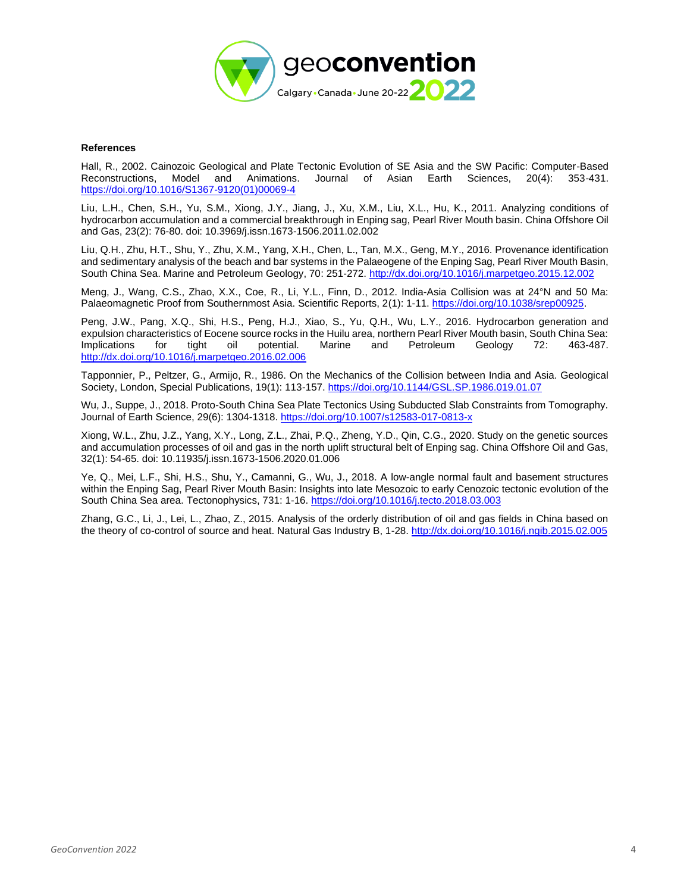**References**

Hall, R., 2002. Cainozoic Geological and Plate Tectonic Evolution of SE Asia and the SW Pacific: Computer-Based Reconstructions, Model and Animations. Journal of Asian Earth Sciences, 20(4): 353-431. https://doi.org/10.1016/S1367-9120(01)00069-4

Liu, L.H., Chen, S.H., Yu, S.M., Xiong, J.Y., Jiang, J., Xu, X.M., Liu, X.L., Hu, K., 2011. Analyzing conditions of hydrocarbon accumulation and a commercial breakthrough in Enping sag, Pearl River Mouth basin. China Offshore Oil and Gas, 23(2): 76-80. doi: 10.3969/j.issn.1673-1506.2011.02.002

Liu, Q.H., Zhu, H.T., Shu, Y., Zhu, X.M., Yang, X.H., Chen, L., Tan, M.X., Geng, M.Y., 2016. Provenance identification and sedimentary analysis of the beach and bar systems in the Palaeogene of the Enping Sag, Pearl River Mouth Basin, South China Sea. Marine and Petroleum Geology, 70: 251-272. http://dx.doi.org/10.1016/j.marpetgeo.2015.12.002

Meng, J., Wang, C.S., Zhao, X.X., Coe, R., Li, Y.L., Finn, D., 2012. India-Asia Collision was at 24°N and 50 Ma: Palaeomagnetic Proof from Southernmost Asia. Scientific Reports, 2(1): 1-11. https://doi.org/10.1038/srep00925.

Peng, J.W., Pang, X.Q., Shi, H.S., Peng, H.J., Xiao, S., Yu, Q.H., Wu, L.Y., 2016. Hydrocarbon generation and expulsion characteristics of Eocene source rocks in the Huilu area, northern Pearl River Mouth basin, South China Sea: Implications for tight oil potential. Marine and Petroleum Geology 72: 463-487. http://dx.doi.org/10.1016/j.marpetgeo.2016.02.006

Tapponnier, P., Peltzer, G., Armijo, R., 1986. On the Mechanics of the Collision between India and Asia. Geological Society, London, Special Publications, 19(1): 113-157. https://doi.org/10.1144/GSL.SP.1986.019.01.07

Wu, J., Suppe, J., 2018. Proto-South China Sea Plate Tectonics Using Subducted Slab Constraints from Tomography. Journal of Earth Science, 29(6): 1304-1318. https://doi.org/10.1007/s12583-017-0813-x

Xiong, W.L., Zhu, J.Z., Yang, X.Y., Long, Z.L., Zhai, P.Q., Zheng, Y.D., Qin, C.G., 2020. Study on the genetic sources and accumulation processes of oil and gas in the north uplift structural belt of Enping sag. China Offshore Oil and Gas, 32(1): 54-65. doi: 10.11935/j.issn.1673-1506.2020.01.006

Ye, Q., Mei, L.F., Shi, H.S., Shu, Y., Camanni, G., Wu, J., 2018. A low-angle normal fault and basement structures within the Enping Sag, Pearl River Mouth Basin: Insights into late Mesozoic to early Cenozoic tectonic evolution of the South China Sea area. Tectonophysics, 731: 1-16. https://doi.org/10.1016/j.tecto.2018.03.003

Zhang, G.C., Li, J., Lei, L., Zhao, Z., 2015. Analysis of the orderly distribution of oil and gas fields in China based on the theory of co-control of source and heat. Natural Gas Industry B, 1-28. http://dx.doi.org/10.1016/j.ngib.2015.02.005